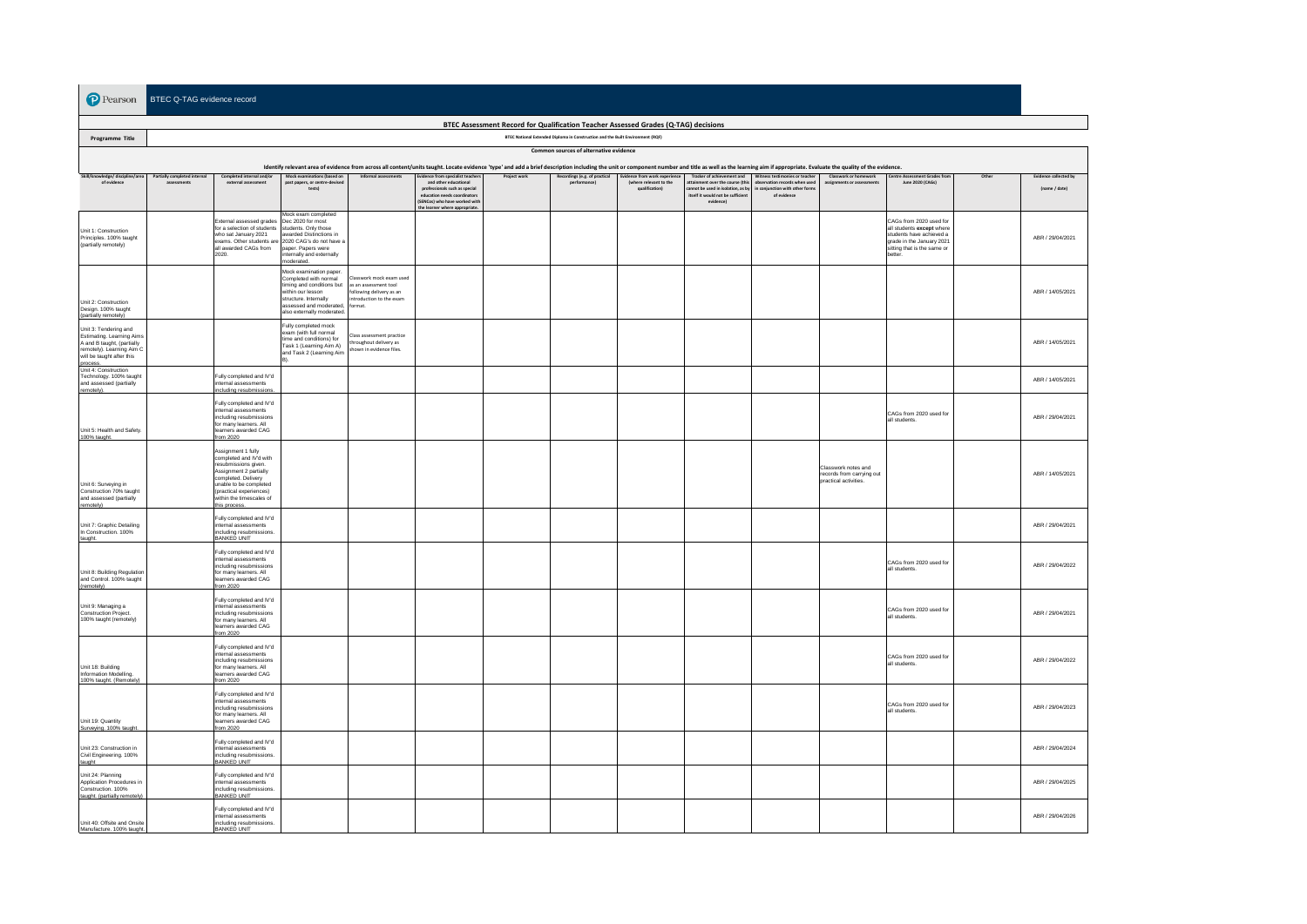BTEC Q-TAG evidence record

## BTEC Assessment Record for Qualification Teacher Assessed Grades (Q-TAG) decisions

**Programme Title**: BTEC National Extended Diploma in Construction and the Built Environment (RQF)

**Common sources of alternative evidence**

Identify relevant area of evidence from across all content/units taught. Locate evidence 'type' and add a brief description including the unit or component number and title as well as the learning aim if appropriate. Evaluate the quality of the evidence.

| Skill/knowledge/ discipline/area of evidence | Partially completed internal assessments | Completed internal and/or external assessment | Mock examinations (based on past papers, or centre-devised tests) | Informal assessments | Evidence from specialist teachers and other educational professionals such as special education needs coordinators (SENCos) who have worked with the learner where appropriate. | Project work | Recordings (e.g. of practical performance) | Evidence from work experience (where relevant to the qualification) | Tracker of achievement and attainment over the course (this cannot be used in isolation, as by itself it would not be sufficient evidence) | Witness testimonies or teacher observation records when used in conjunction with other forms of evidence | Classwork or homework assignments or assessments | Centre Assessment Grades from June 2020 (CAGs) | Other | Evidence collected by (name / date) |
|---|---|---|---|---|---|---|---|---|---|---|---|---|---|---|
| Unit 1: Construction Principles. 100% taught (partially remotely) | | External assessed grades for a selection of students who sat January 2021 exams. Other students are all awarded CAGs from 2020. | Mock exam completed Dec 2020 for most students. Only those awarded Distinctions in 2020 CAG's do not have a paper. Papers were internally and externally moderated. | | | | | | | | | CAGs from 2020 used for all students **except** where students have achieved a grade in the January 2021 sitting that is the same or better. | | ABR / 29/04/2021 |
| Unit 2: Construction Design. 100% taught (partially remotely) | | | Mock examination paper. Completed with normal timing and conditions but within our lesson structure. Internally assessed and moderated, also externally moderated. | Classwork mock exam used as an assessment tool following delivery as an introduction to the exam format. | | | | | | | | | | ABR / 14/05/2021 |
| Unit 3: Tendering and Estimating. Learning Aims A and B taught. (partially remotely). Learning Aim C will be taught after this process. | | | Fully completed mock exam (with full normal time and conditions) for Task 1 (Learning Aim A) and Task 2 (Learning Aim B). | Class assessment practice throughout delivery as shown in evidence files. | | | | | | | | | | ABR / 14/05/2021 |
| Unit 4: Construction Technology. 100% taught and assessed (partially remotely). | | Fully completed and IV'd internal assessments including resubmissions. | | | | | | | | | | | | ABR / 14/05/2021 |
| Unit 5: Health and Safety. 100% taught. | | Fully completed and IV'd internal assessments including resubmissions for many learners. All learners awarded CAG from 2020 | | | | | | | | | | CAGs from 2020 used for all students. | | ABR / 29/04/2021 |
| Unit 6: Surveying in Construction 70% taught and assessed (partially remotely) | | Assignment 1 fully completed and IV'd with resubmissions given. Assignment 2 partially completed. Delivery unable to be completed (practical experiences) within the timescales of this process. | | | | | | | | | Classwork notes and records from carrying out practical activities. | | | ABR / 14/05/2021 |
| Unit 7: Graphic Detailing In Construction. 100% taught. | | Fully completed and IV'd internal assessments including resubmissions. BANKED UNIT | | | | | | | | | | | | ABR / 29/04/2021 |
| Unit 8: Building Regulation and Control. 100% taught (remotely) | | Fully completed and IV'd internal assessments including resubmissions for many learners. All learners awarded CAG from 2020 | | | | | | | | | | CAGs from 2020 used for all students. | | ABR / 29/04/2022 |
| Unit 9: Managing a Construction Project. 100% taught (remotely) | | Fully completed and IV'd internal assessments including resubmissions for many learners. All learners awarded CAG from 2020 | | | | | | | | | | CAGs from 2020 used for all students. | | ABR / 29/04/2021 |
| Unit 18: Building Information Modelling. 100% taught. (Remotely) | | Fully completed and IV'd internal assessments including resubmissions for many learners. All learners awarded CAG from 2020 | | | | | | | | | | CAGs from 2020 used for all students. | | ABR / 29/04/2022 |
| Unit 19: Quantity Surveying. 100% taught. | | Fully completed and IV'd internal assessments including resubmissions for many learners. All learners awarded CAG from 2020 | | | | | | | | | | CAGs from 2020 used for all students. | | ABR / 29/04/2023 |
| Unit 23: Construction in Civil Engineering. 100% taught | | Fully completed and IV'd internal assessments including resubmissions. BANKED UNIT | | | | | | | | | | | | ABR / 29/04/2024 |
| Unit 24: Planning Application Procedures in Construction. 100% taught. (partially remotely) | | Fully completed and IV'd internal assessments including resubmissions. BANKED UNIT | | | | | | | | | | | | ABR / 29/04/2025 |
| Unit 40: Offsite and Onsite Manufacture. 100% taught. | | Fully completed and IV'd internal assessments including resubmissions. BANKED UNIT | | | | | | | | | | | | ABR / 29/04/2026 |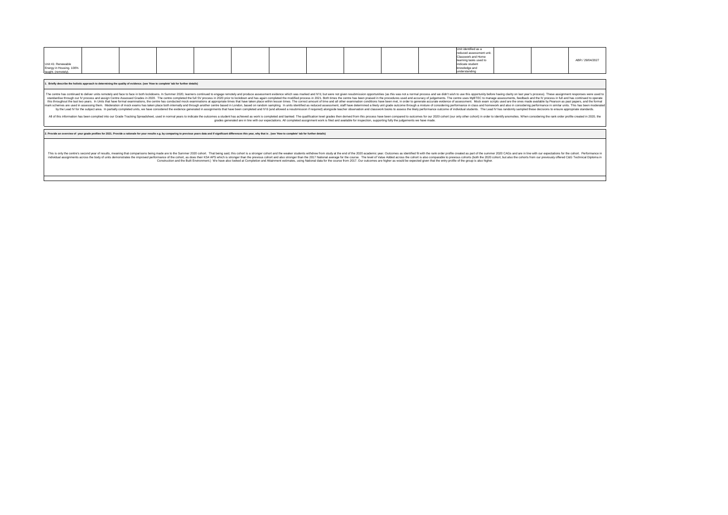| | | | | | | | | | | | | | |
|---|---|---|---|---|---|---|---|---|---|---|---|---|---|
| Unit 41: Renewable Energy in Housing. 100% taught. (remotely). | | | | | | | | | | Unit identified as a reduced assessment unit. Classwork and Home learning tasks used to indicate student knowledge and understanding | | | ABR / 29/04/2027 |

**1. Briefly describe the holistic approach to determining the quality of evidence. (see 'How to complete' tab for further details)**

The centre has continued to deliver units remotely and face to face in both lockdowns. In Summer 2020, learners continued to engage remotely and produce assessment evidence which was marked and IV'd, but were not given resubmission opportunities (as this was not a normal process and we didn't wish to use this opportunity before having clarity on last year's process). These assignment responses were used to standardise through our IV process and assign Centre Assessed Grades in 2020. The centre completed the full SV process in 2020 prior to lockdown and has again completed the modified process in 2021. Both times the centre has been praised in the procedures used and accuracy of judgements. The centre uses MyBTEC to manage assessments, feedback and the IV process in full and has continued to operate this throughout the last two years. In Units that have formal examinations, the centre has conducted mock examinations at appropriate times that have taken place within lesson times. The correct amount of time and all other examination conditions have been met, in order to generate accurate evidence of assessment. Mock exam scripts used are the ones made available by Pearson as past papers, and the formal mark schemes are used in assessing them. Moderation of mock exams has taken place both internally and through another centre based in London, based on random sampling. In units identified as reduced assessment, staff have determined a likely unit grade outcome through a mixture of considering performance in class and homework and also in considering performance in similar units. This has been moderated by the Lead IV for the subject area. In partially completed units, we have considered the evidence generated in assignments that have been completed and IV'd (and allowed a resubmission if required) alongside teacher observation and classwork books to assess the likely performance outcome of individual students. The Lead IV has randomly sampled these decisions to ensure appropriate standards.

All of this information has been complied into our Grade Tracking Spreadsheet, used in normal years to indicate the outcomes a student has achieved as work is completed and banked. The qualification level grades then derived from this process have been compared to outcomes for our 2020 cohort (our only other cohort) in order to identify anomolies. When considering the rank order profile created in 2020, the grades generated are in line with our expectations. All completed assignment work is filed and available for inspection, supporting fully the judgements we have made.

**2. Provide an overview of your grade profiles for 2021. Provide a rationale for your results e.g. by comparing to previous years data and if significant differences this year, why that is . (see 'How to complete' tab for further details)**

This is only the centre's second year of results, meaning that comparisons being made are to the Summer 2020 cohort. That being said, this cohort is a stronger cohort and the weaker students withdrew from study at the end of the 2020 academic year. Outcomes as identified fit with the rank order profile created as part of the summer 2020 CAGs and are in line with our expectations for the cohort. Performance in individual assignments across the body of units demonstrates the improved performance of the cohort, as does their KS4 APS which is stronger than the previous cohort and also stronger than the 2017 National average for the course. The level of Value Added across the cohort is also comparable to prevous cohorts (both the 2020 cohort, but also the cohorts from our previously offered C&G Technical Diploma in Construction and the Built Environment.) We have also looked at Completion and Attainment estimates, using National data for the course from 2017. Our outcomes are higher as would be expected given that the entry profile of the group is also higher.